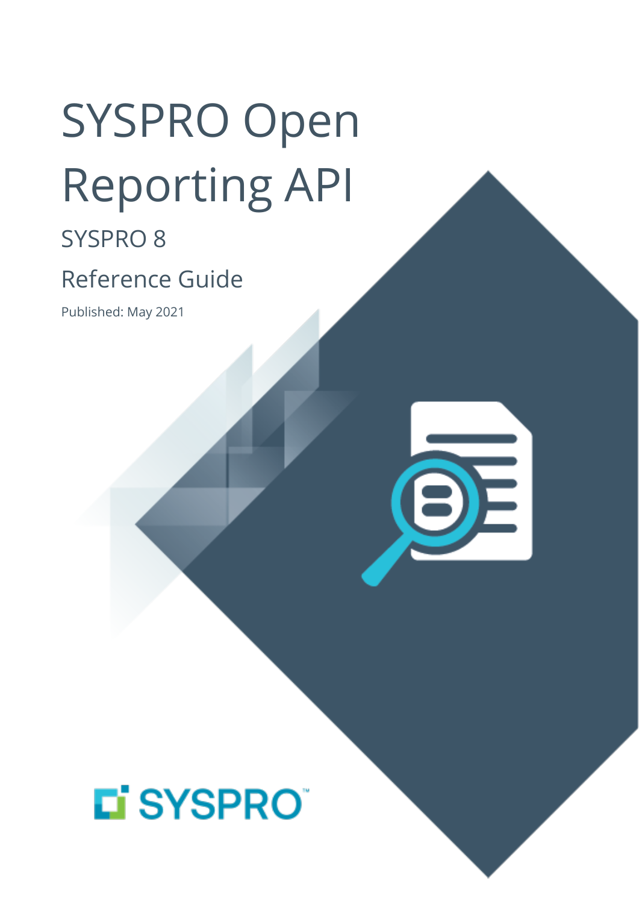# SYSPRO Open Reporting API

SYSPRO 8

Reference Guide

Published: May 2021

SYSPRO™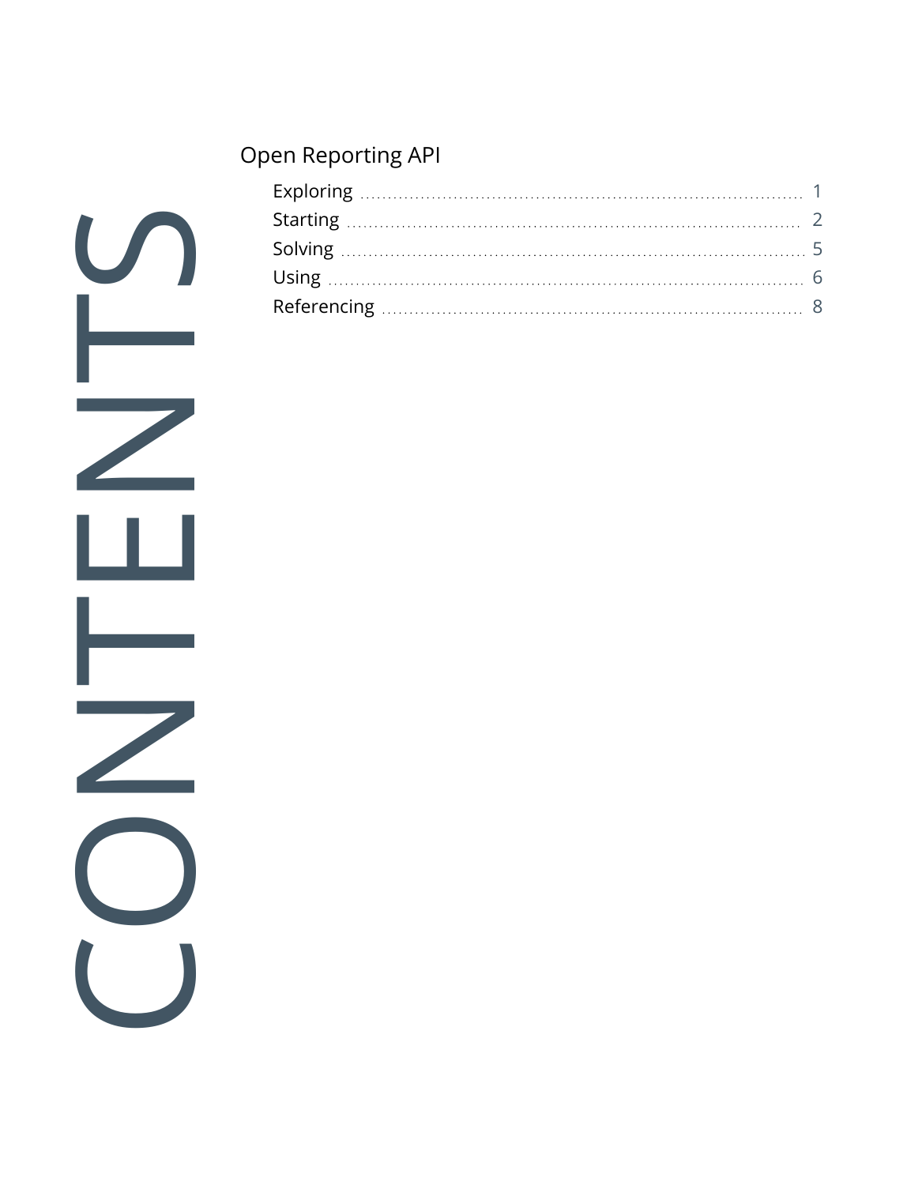# CONTENTS

## Open Reporting API

- Exploring ........ 1
- Starting ........ 2
- Solving ........ 5
- Using ........ 6
- Referencing ........ 8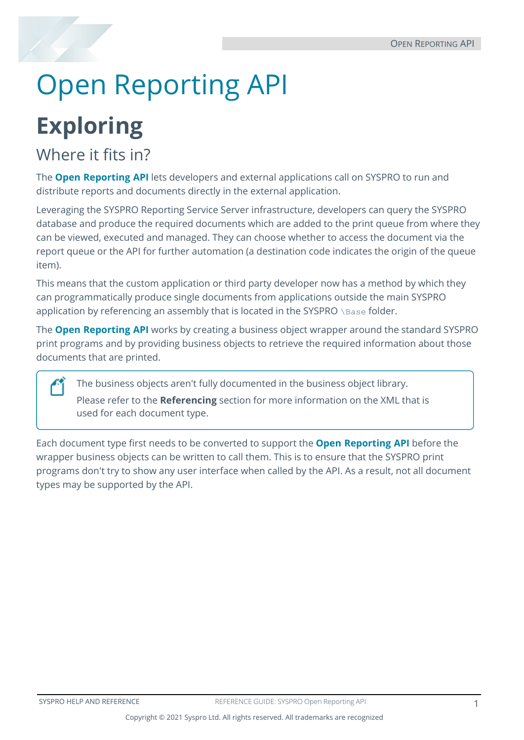# Open Reporting API

## Exploring

### Where it fits in?

The **Open Reporting API** lets developers and external applications call on SYSPRO to run and distribute reports and documents directly in the external application.

Leveraging the SYSPRO Reporting Service Server infrastructure, developers can query the SYSPRO database and produce the required documents which are added to the print queue from where they can be viewed, executed and managed. They can choose whether to access the document via the report queue or the API for further automation (a destination code indicates the origin of the queue item).

This means that the custom application or third party developer now has a method by which they can programmatically produce single documents from applications outside the main SYSPRO application by referencing an assembly that is located in the SYSPRO `\Base` folder.

The **Open Reporting API** works by creating a business object wrapper around the standard SYSPRO print programs and by providing business objects to retrieve the required information about those documents that are printed.

> The business objects aren't fully documented in the business object library.
>
> Please refer to the **Referencing** section for more information on the XML that is used for each document type.

Each document type first needs to be converted to support the **Open Reporting API** before the wrapper business objects can be written to call them. This is to ensure that the SYSPRO print programs don't try to show any user interface when called by the API. As a result, not all document types may be supported by the API.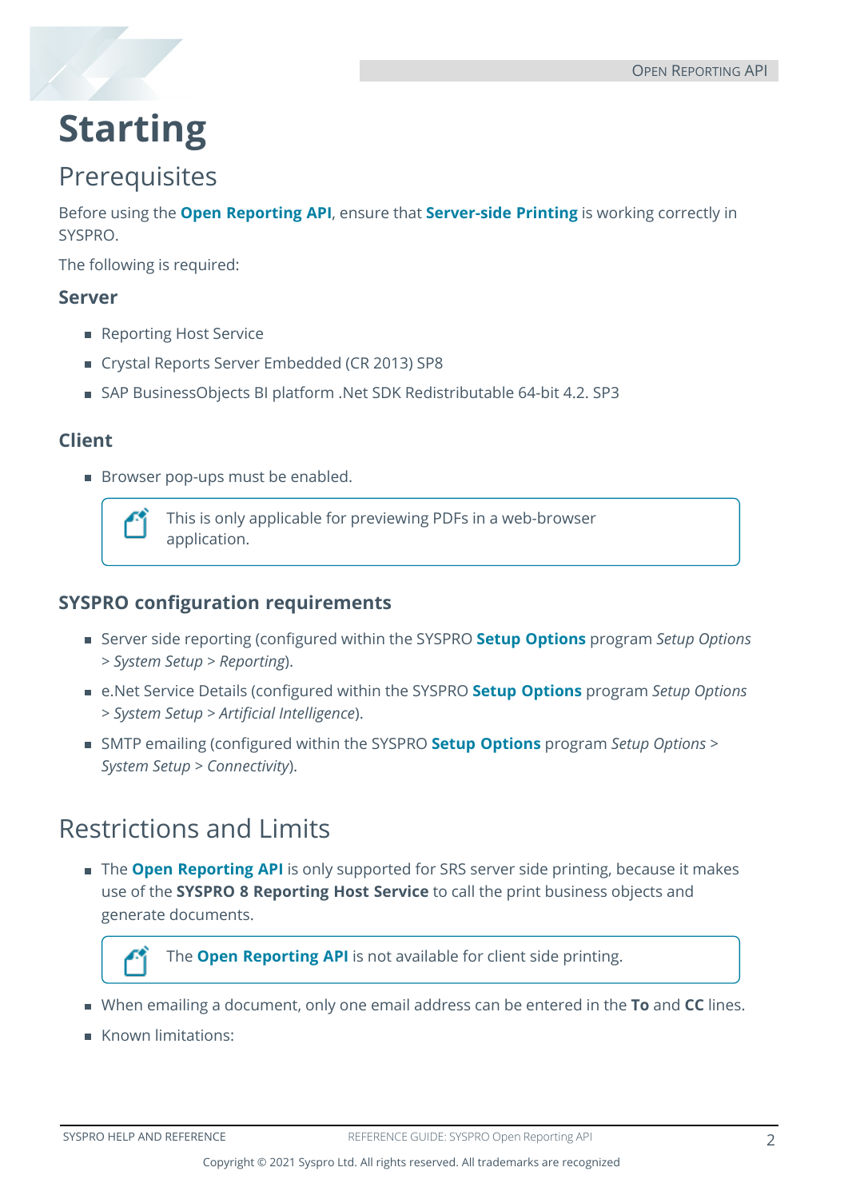# Starting

## Prerequisites

Before using the **Open Reporting API**, ensure that **Server-side Printing** is working correctly in SYSPRO.

The following is required:

### Server

- Reporting Host Service
- Crystal Reports Server Embedded (CR 2013) SP8
- SAP BusinessObjects BI platform .Net SDK Redistributable 64-bit 4.2. SP3

### Client

- Browser pop-ups must be enabled.

> This is only applicable for previewing PDFs in a web-browser application.

### SYSPRO configuration requirements

- Server side reporting (configured within the SYSPRO **Setup Options** program *Setup Options > System Setup > Reporting*).
- e.Net Service Details (configured within the SYSPRO **Setup Options** program *Setup Options > System Setup > Artificial Intelligence*).
- SMTP emailing (configured within the SYSPRO **Setup Options** program *Setup Options > System Setup > Connectivity*).

## Restrictions and Limits

- The **Open Reporting API** is only supported for SRS server side printing, because it makes use of the **SYSPRO 8 Reporting Host Service** to call the print business objects and generate documents.

> The **Open Reporting API** is not available for client side printing.

- When emailing a document, only one email address can be entered in the **To** and **CC** lines.
- Known limitations: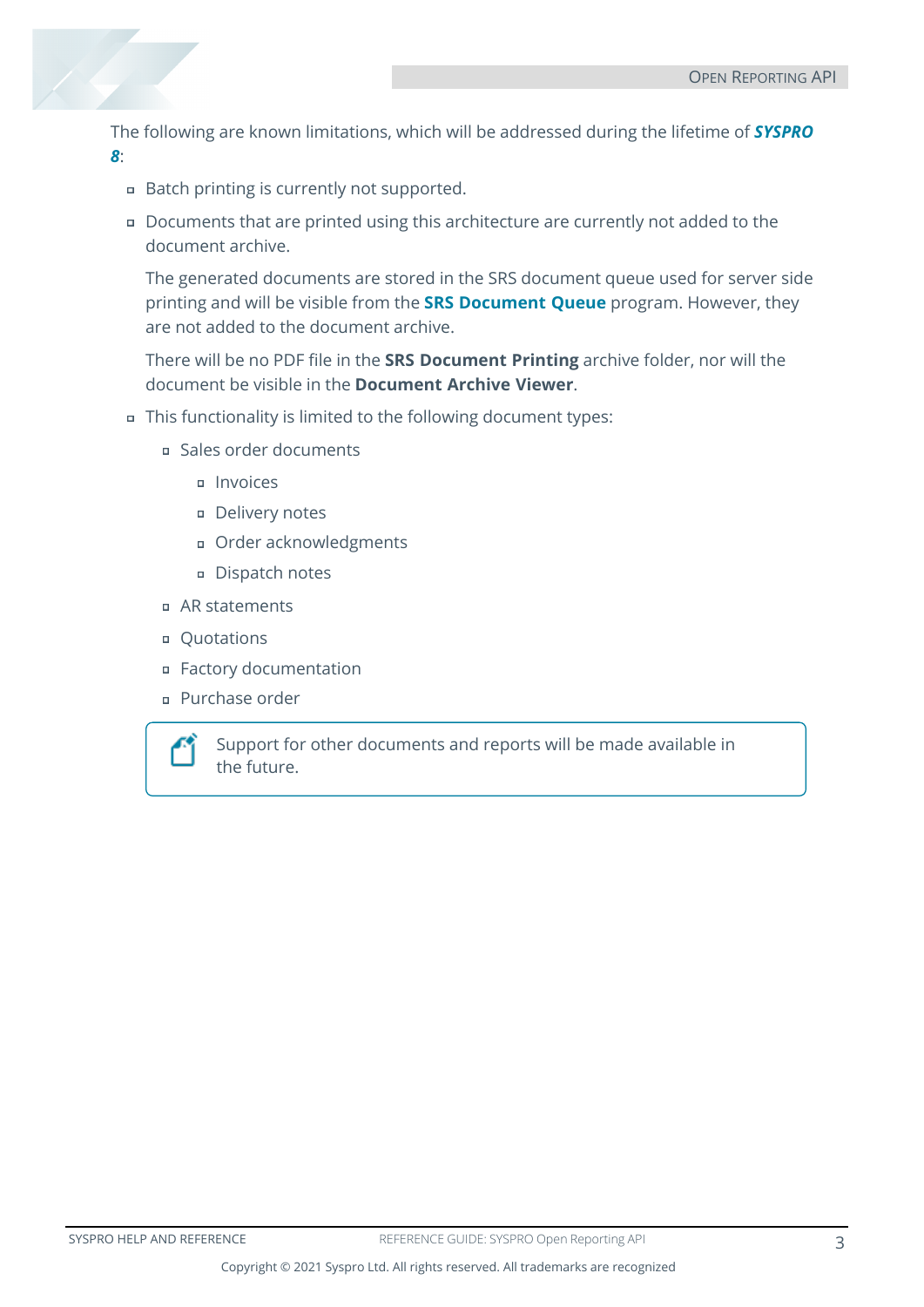The following are known limitations, which will be addressed during the lifetime of ***SYSPRO 8***:

- Batch printing is currently not supported.
- Documents that are printed using this architecture are currently not added to the document archive.

  The generated documents are stored in the SRS document queue used for server side printing and will be visible from the **SRS Document Queue** program. However, they are not added to the document archive.

  There will be no PDF file in the **SRS Document Printing** archive folder, nor will the document be visible in the **Document Archive Viewer**.
- This functionality is limited to the following document types:
  - Sales order documents
    - Invoices
    - Delivery notes
    - Order acknowledgments
    - Dispatch notes
  - AR statements
  - Quotations
  - Factory documentation
  - Purchase order

> Support for other documents and reports will be made available in the future.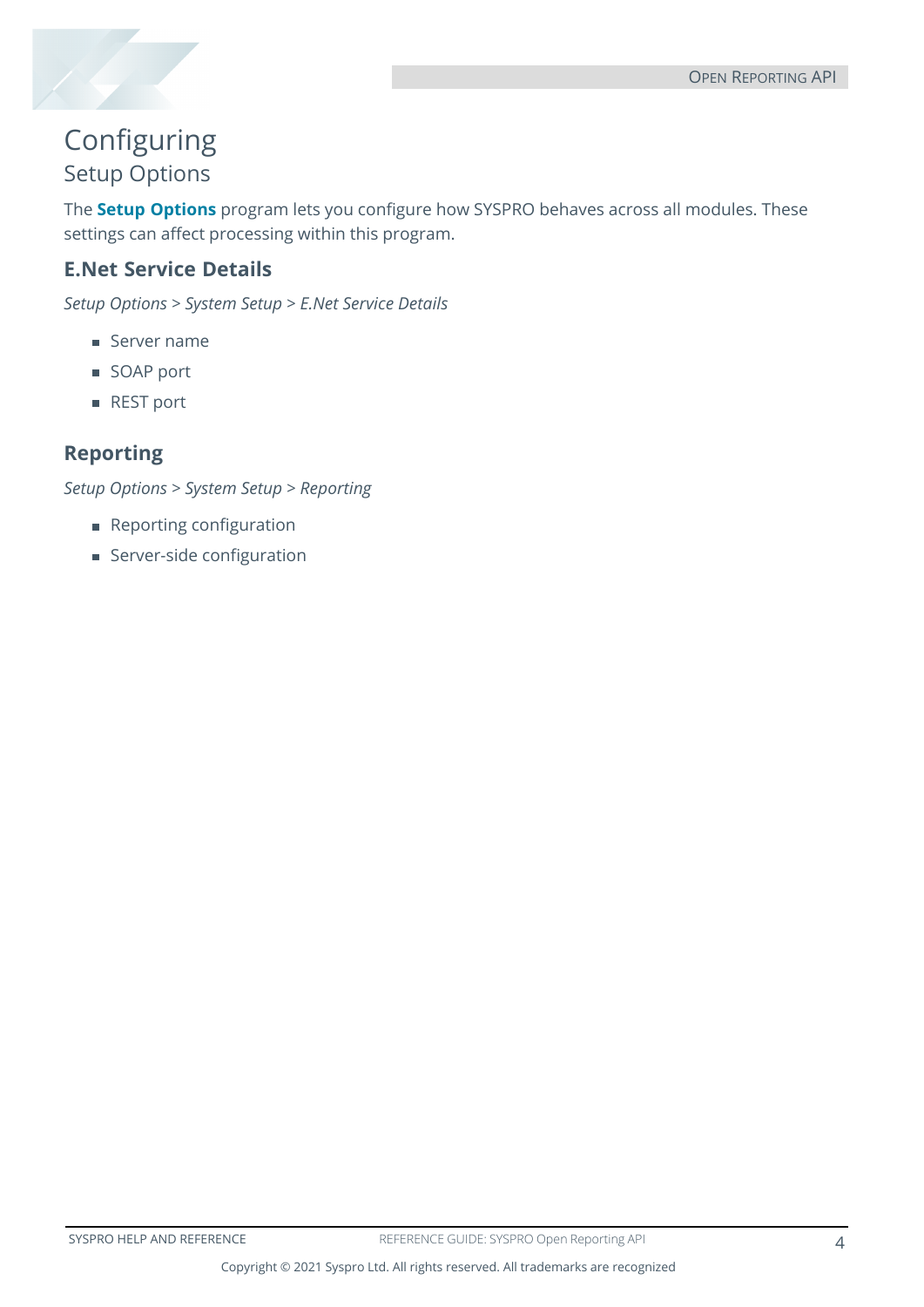# Configuring

## Setup Options

The **Setup Options** program lets you configure how SYSPRO behaves across all modules. These settings can affect processing within this program.

### E.Net Service Details

*Setup Options > System Setup > E.Net Service Details*

- Server name
- SOAP port
- REST port

### Reporting

*Setup Options > System Setup > Reporting*

- Reporting configuration
- Server-side configuration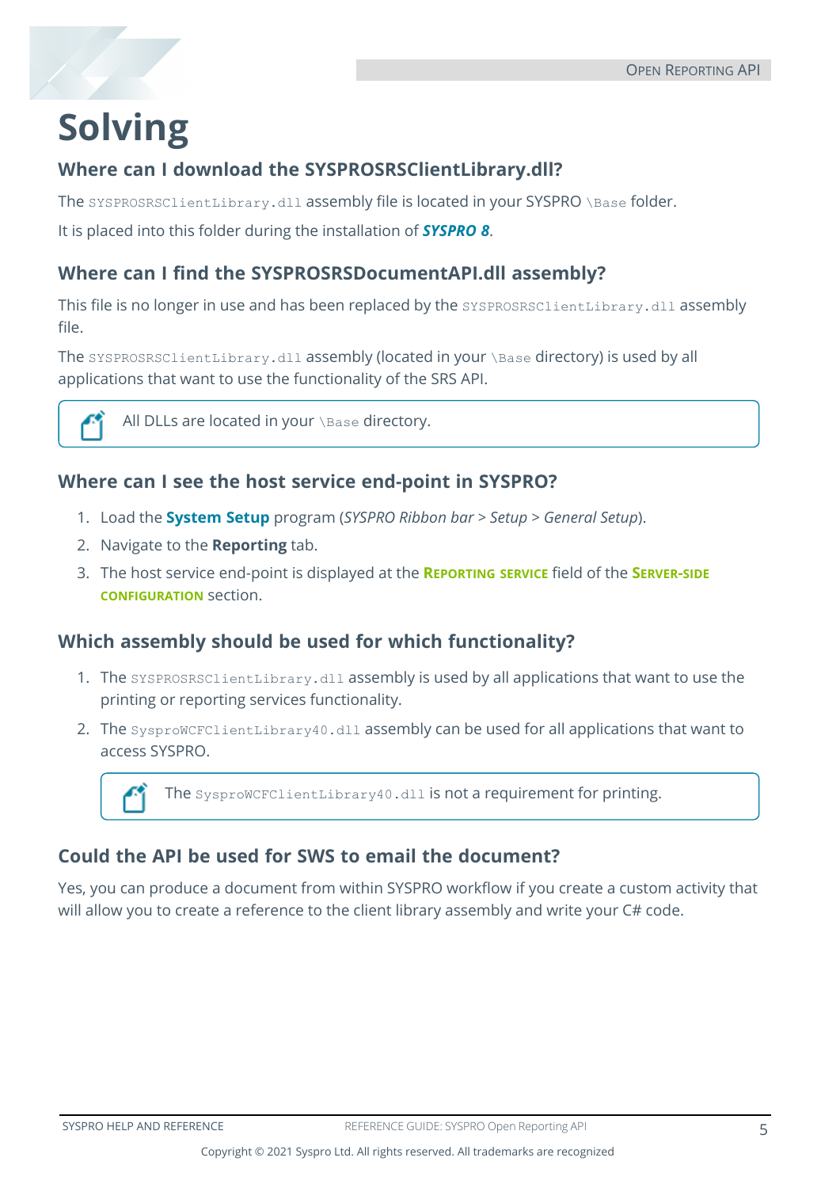# Solving

## Where can I download the SYSPROSRSClientLibrary.dll?

The `SYSPROSRSClientLibrary.dll` assembly file is located in your SYSPRO `\Base` folder.

It is placed into this folder during the installation of ***SYSPRO 8***.

## Where can I find the SYSPROSRSDocumentAPI.dll assembly?

This file is no longer in use and has been replaced by the `SYSPROSRSClientLibrary.dll` assembly file.

The `SYSPROSRSClientLibrary.dll` assembly (located in your `\Base` directory) is used by all applications that want to use the functionality of the SRS API.

> All DLLs are located in your `\Base` directory.

## Where can I see the host service end-point in SYSPRO?

1. Load the **System Setup** program (*SYSPRO Ribbon bar* > *Setup* > *General Setup*).
2. Navigate to the **Reporting** tab.
3. The host service end-point is displayed at the **Reporting service** field of the **Server-side configuration** section.

## Which assembly should be used for which functionality?

1. The `SYSPROSRSClientLibrary.dll` assembly is used by all applications that want to use the printing or reporting services functionality.
2. The `SysproWCFClientLibrary40.dll` assembly can be used for all applications that want to access SYSPRO.

   > The `SysproWCFClientLibrary40.dll` is not a requirement for printing.

## Could the API be used for SWS to email the document?

Yes, you can produce a document from within SYSPRO workflow if you create a custom activity that will allow you to create a reference to the client library assembly and write your C# code.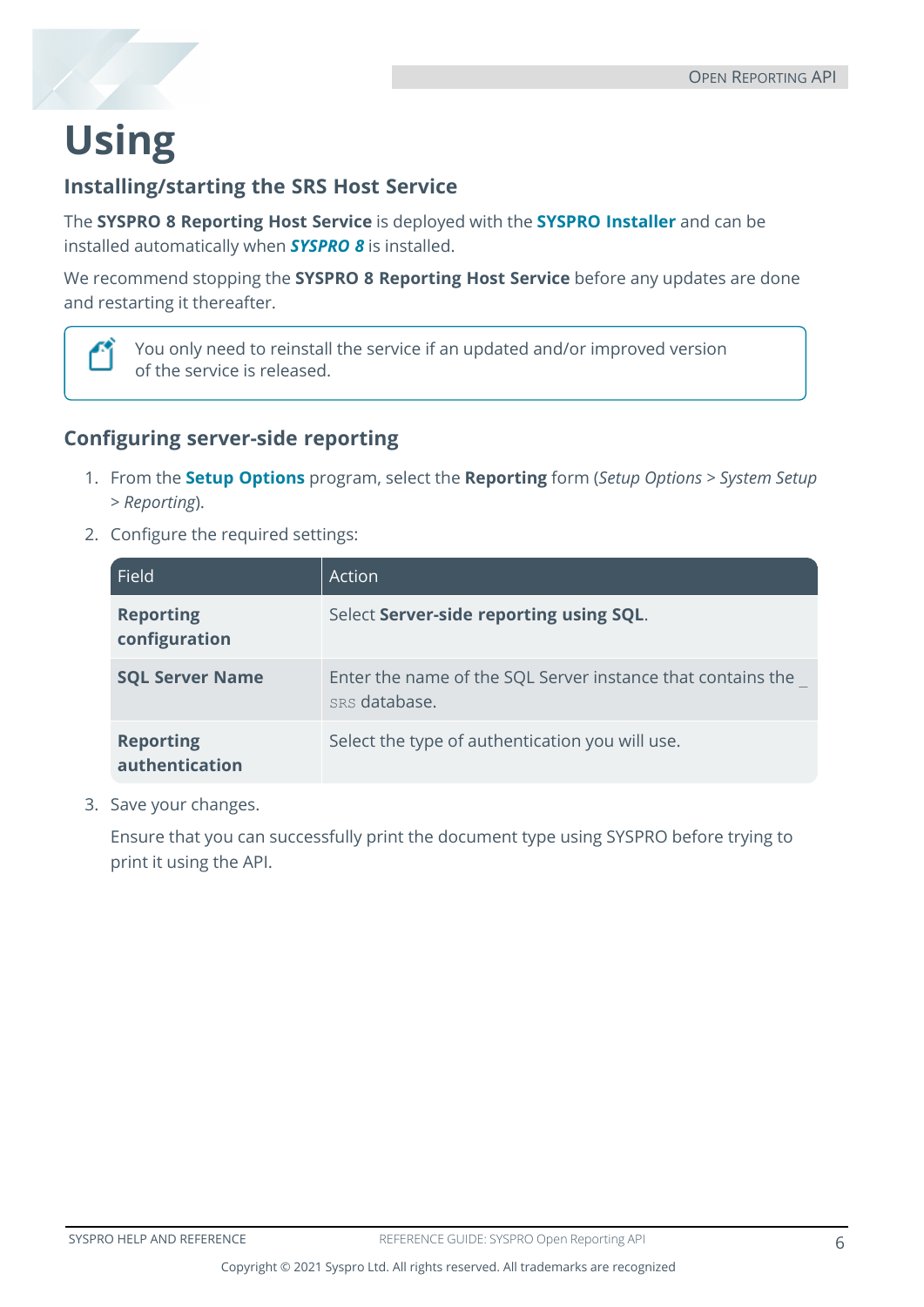# Using

## Installing/starting the SRS Host Service

The **SYSPRO 8 Reporting Host Service** is deployed with the **SYSPRO Installer** and can be installed automatically when ***SYSPRO 8*** is installed.

We recommend stopping the **SYSPRO 8 Reporting Host Service** before any updates are done and restarting it thereafter.

> You only need to reinstall the service if an updated and/or improved version of the service is released.

## Configuring server-side reporting

1. From the **Setup Options** program, select the **Reporting** form (*Setup Options > System Setup > Reporting*).
2. Configure the required settings:

| Field | Action |
|---|---|
| **Reporting configuration** | Select **Server-side reporting using SQL**. |
| **SQL Server Name** | Enter the name of the SQL Server instance that contains the SRS database. |
| **Reporting authentication** | Select the type of authentication you will use. |

3. Save your changes.

   Ensure that you can successfully print the document type using SYSPRO before trying to print it using the API.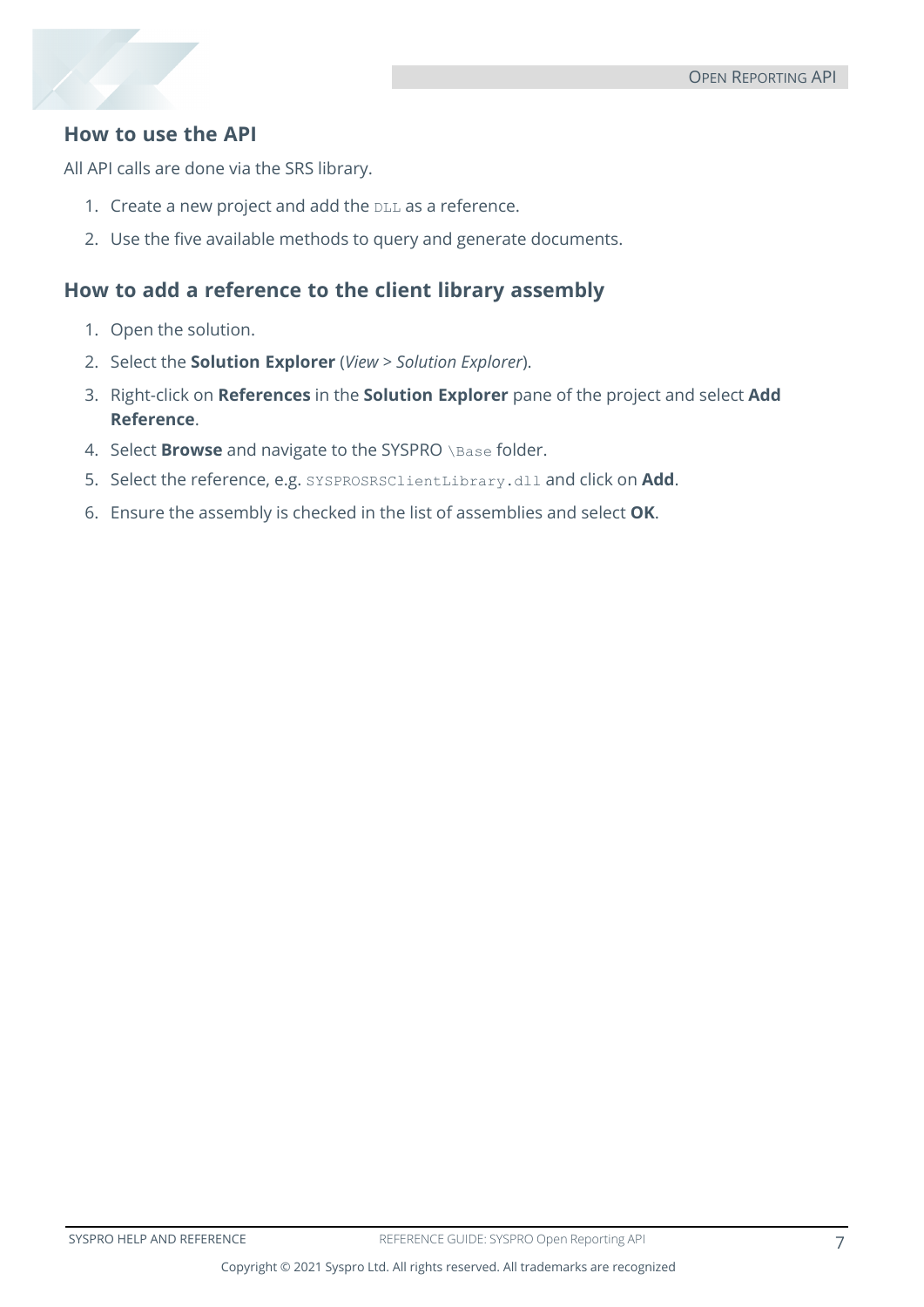## How to use the API

All API calls are done via the SRS library.

1. Create a new project and add the `DLL` as a reference.
2. Use the five available methods to query and generate documents.

## How to add a reference to the client library assembly

1. Open the solution.
2. Select the **Solution Explorer** (*View* > *Solution Explorer*).
3. Right-click on **References** in the **Solution Explorer** pane of the project and select **Add Reference**.
4. Select **Browse** and navigate to the SYSPRO `\Base` folder.
5. Select the reference, e.g. `SYSPROSRSClientLibrary.dll` and click on **Add**.
6. Ensure the assembly is checked in the list of assemblies and select **OK**.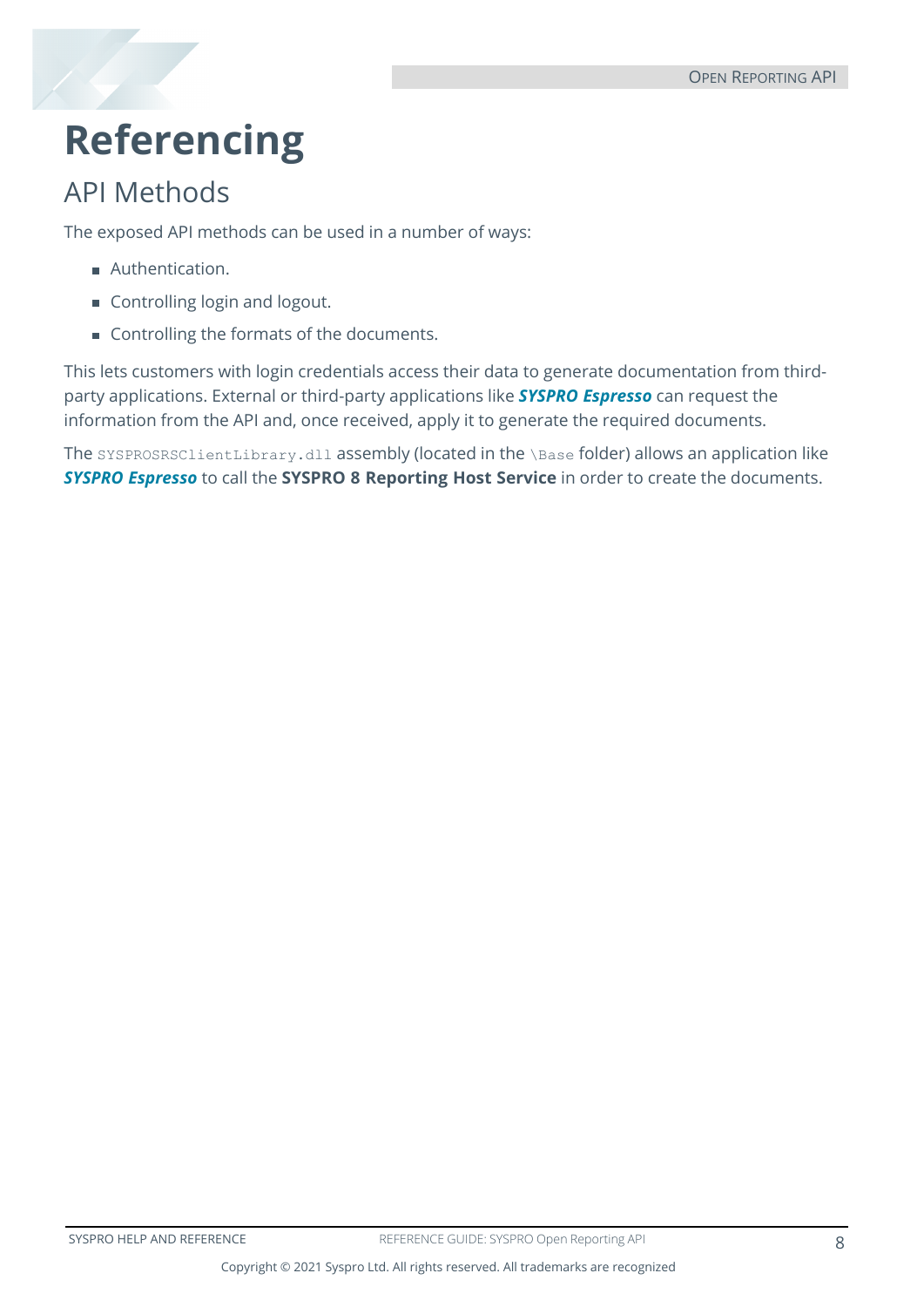# Referencing

## API Methods

The exposed API methods can be used in a number of ways:

- Authentication.
- Controlling login and logout.
- Controlling the formats of the documents.

This lets customers with login credentials access their data to generate documentation from third-party applications. External or third-party applications like ***SYSPRO Espresso*** can request the information from the API and, once received, apply it to generate the required documents.

The `SYSPROSRSClientLibrary.dll` assembly (located in the `\Base` folder) allows an application like ***SYSPRO Espresso*** to call the **SYSPRO 8 Reporting Host Service** in order to create the documents.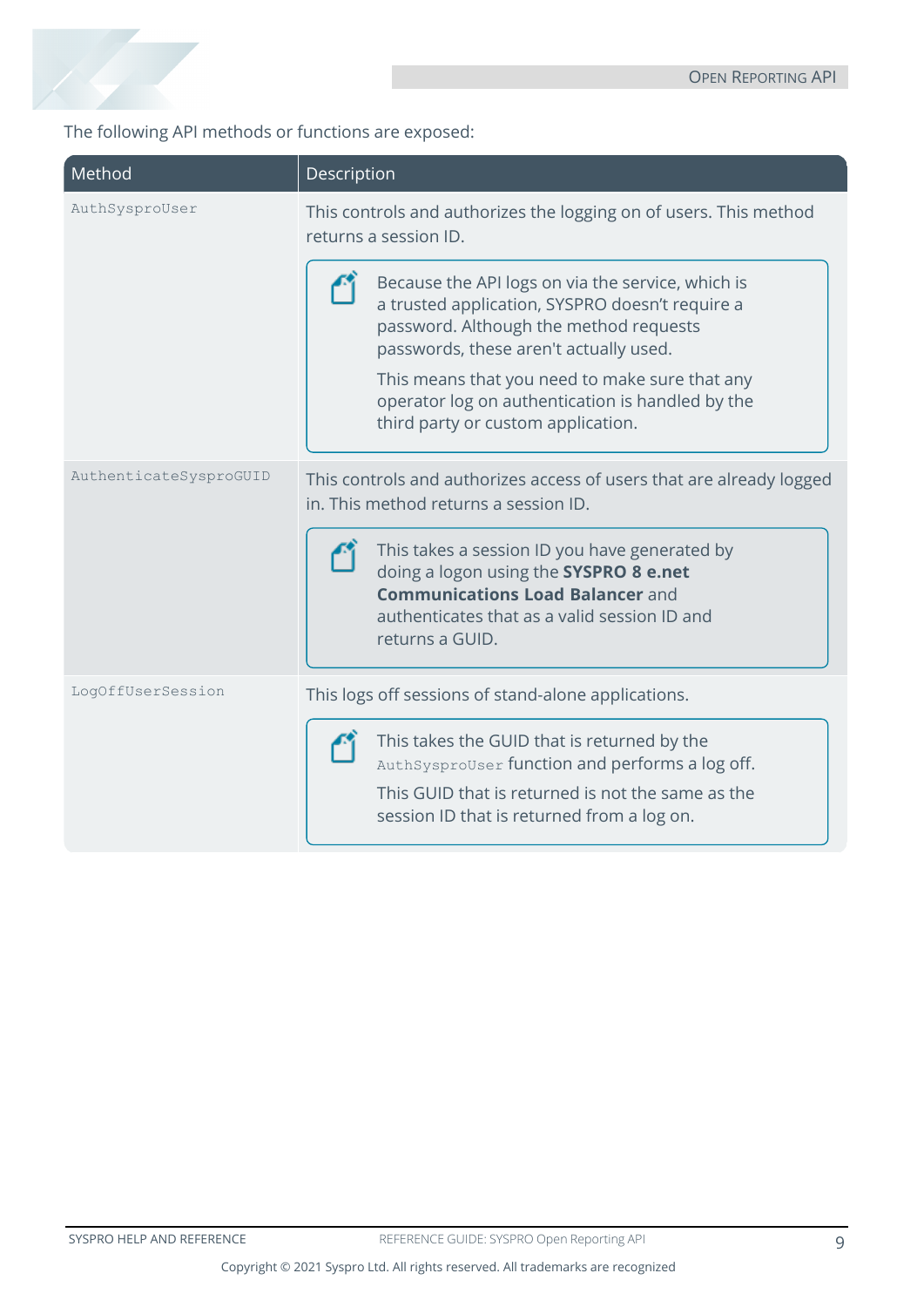The following API methods or functions are exposed:

| Method | Description |
|---|---|
| `AuthSysproUser` | This controls and authorizes the logging on of users. This method returns a session ID.<br><br>Because the API logs on via the service, which is a trusted application, SYSPRO doesn't require a password. Although the method requests passwords, these aren't actually used.<br><br>This means that you need to make sure that any operator log on authentication is handled by the third party or custom application. |
| `AuthenticateSysproGUID` | This controls and authorizes access of users that are already logged in. This method returns a session ID.<br><br>This takes a session ID you have generated by doing a logon using the **SYSPRO 8 e.net Communications Load Balancer** and authenticates that as a valid session ID and returns a GUID. |
| `LogOffUserSession` | This logs off sessions of stand-alone applications.<br><br>This takes the GUID that is returned by the `AuthSysproUser` function and performs a log off.<br><br>This GUID that is returned is not the same as the session ID that is returned from a log on. |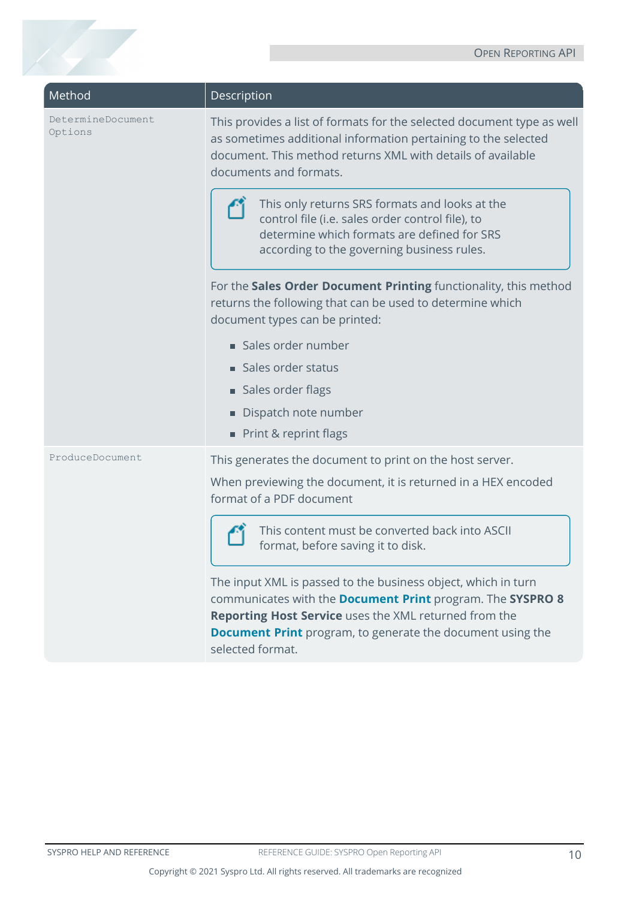| Method | Description |
| --- | --- |
| `DetermineDocumentOptions` | This provides a list of formats for the selected document type as well as sometimes additional information pertaining to the selected document. This method returns XML with details of available documents and formats.<br><br>This only returns SRS formats and looks at the control file (i.e. sales order control file), to determine which formats are defined for SRS according to the governing business rules.<br><br>For the **Sales Order Document Printing** functionality, this method returns the following that can be used to determine which document types can be printed:<br>- Sales order number<br>- Sales order status<br>- Sales order flags<br>- Dispatch note number<br>- Print & reprint flags |
| `ProduceDocument` | This generates the document to print on the host server.<br><br>When previewing the document, it is returned in a HEX encoded format of a PDF document<br><br>This content must be converted back into ASCII format, before saving it to disk.<br><br>The input XML is passed to the business object, which in turn communicates with the **Document Print** program. The **SYSPRO 8 Reporting Host Service** uses the XML returned from the **Document Print** program, to generate the document using the selected format. |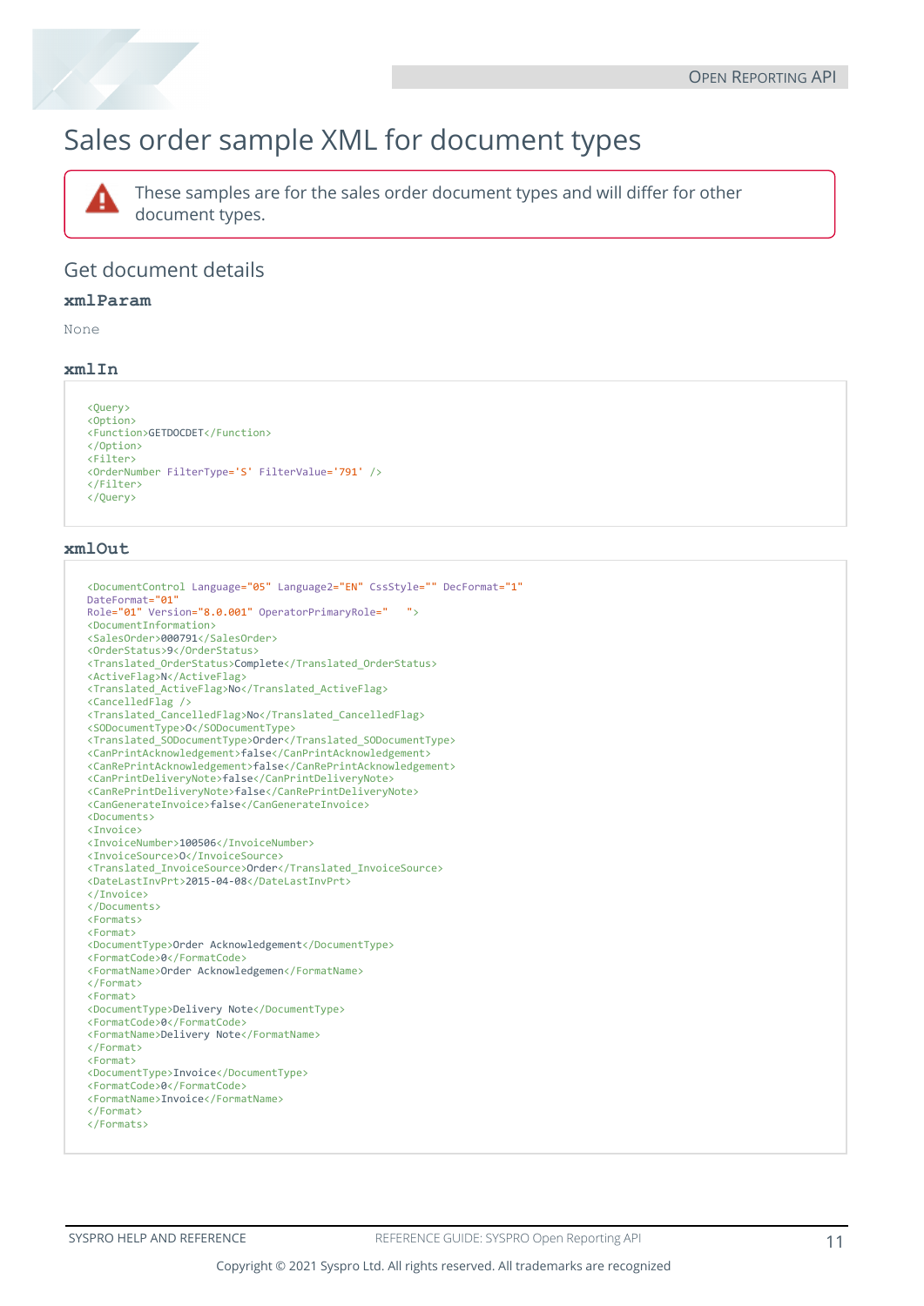# Sales order sample XML for document types

> These samples are for the sales order document types and will differ for other document types.

## Get document details

### xmlParam

None

### xmlIn

```
<Query>
<Option>
<Function>GETDOCDET</Function>
</Option>
<Filter>
<OrderNumber FilterType='S' FilterValue='791' />
</Filter>
</Query>
```

### xmlOut

```
<DocumentControl Language="05" Language2="EN" CssStyle="" DecFormat="1"
DateFormat="01"
Role="01" Version="8.0.001" OperatorPrimaryRole="   ">
<DocumentInformation>
<SalesOrder>000791</SalesOrder>
<OrderStatus>9</OrderStatus>
<Translated_OrderStatus>Complete</Translated_OrderStatus>
<ActiveFlag>N</ActiveFlag>
<Translated_ActiveFlag>No</Translated_ActiveFlag>
<CancelledFlag />
<Translated_CancelledFlag>No</Translated_CancelledFlag>
<SODocumentType>O</SODocumentType>
<Translated_SODocumentType>Order</Translated_SODocumentType>
<CanPrintAcknowledgement>false</CanPrintAcknowledgement>
<CanRePrintAcknowledgement>false</CanRePrintAcknowledgement>
<CanPrintDeliveryNote>false</CanPrintDeliveryNote>
<CanRePrintDeliveryNote>false</CanRePrintDeliveryNote>
<CanGenerateInvoice>false</CanGenerateInvoice>
<Documents>
<Invoice>
<InvoiceNumber>100506</InvoiceNumber>
<InvoiceSource>O</InvoiceSource>
<Translated_InvoiceSource>Order</Translated_InvoiceSource>
<DateLastInvPrt>2015-04-08</DateLastInvPrt>
</Invoice>
</Documents>
<Formats>
<Format>
<DocumentType>Order Acknowledgement</DocumentType>
<FormatCode>0</FormatCode>
<FormatName>Order Acknowledgemen</FormatName>
</Format>
<Format>
<DocumentType>Delivery Note</DocumentType>
<FormatCode>0</FormatCode>
<FormatName>Delivery Note</FormatName>
</Format>
<Format>
<DocumentType>Invoice</DocumentType>
<FormatCode>0</FormatCode>
<FormatName>Invoice</FormatName>
</Format>
</Formats>
```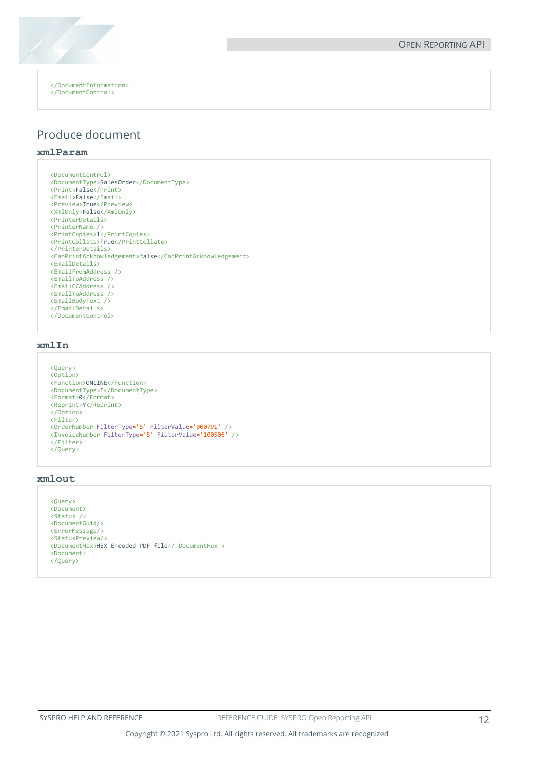```
</DocumentInformation>
</DocumentControl>
```

## Produce document

### xmlParam

```
<DocumentControl>
<DocumentType>SalesOrder</DocumentType>
<Print>False</Print>
<Email>False</Email>
<Preview>True</Preview>
<XmlOnly>False</XmlOnly>
<PrinterDetails>
<PrinterName />
<PrintCopies>1</PrintCopies>
<PrintCollate>True</PrintCollate>
</PrinterDetails>
<CanPrintAcknowledgement>false</CanPrintAcknowledgement>
<EmailDetails>
<EmailFromAddress />
<EmailToAddress />
<EmailCCAddress />
<EmailToAddress />
<EmailBodyText />
</EmailDetails>
</DocumentControl>
```

### xmlIn

```
<Query>
<Option>
<Function>ONLINE</Function>
<DocumentType>I</DocumentType>
<Format>0</Format>
<Reprint>Y</Reprint>
</Option>
<Filter>
<OrderNumber FilterType='S' FilterValue='000791' />
<InvoiceNumber FilterType='S' FilterValue='100506' />
</Filter>
</Query>
```

### xmlout

```
<Query>
<Document>
<Status />
<DocumentGuid/>
<ErrorMessage/>
<StatusPreview/>
<DocumentHex>HEX Encoded PDF file</ DocumentHex >
<Document>
</Query>
```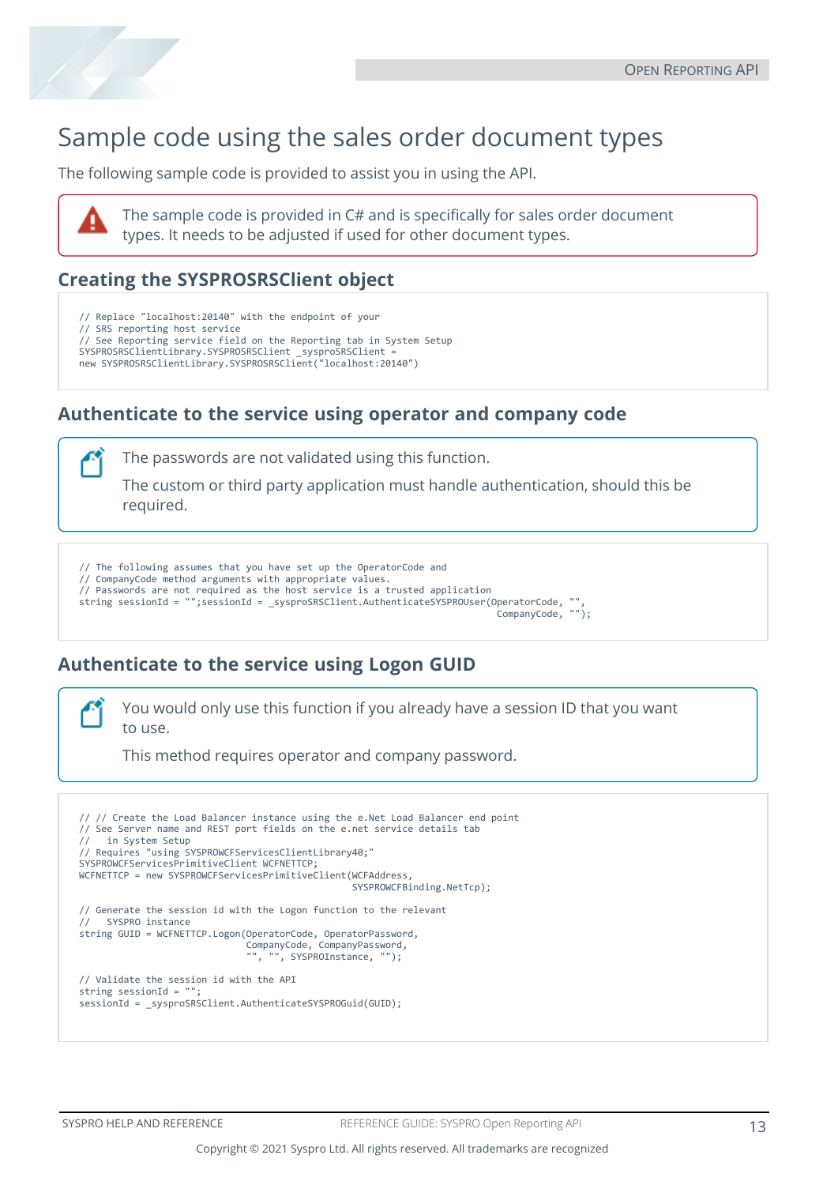# Sample code using the sales order document types

The following sample code is provided to assist you in using the API.

> The sample code is provided in C# and is specifically for sales order document types. It needs to be adjusted if used for other document types.

## Creating the SYSPROSRSClient object

```
// Replace "localhost:20140" with the endpoint of your
// SRS reporting host service
// See Reporting service field on the Reporting tab in System Setup
SYSPROSRSClientLibrary.SYSPROSRSClient _sysproSRSClient =
new SYSPROSRSClientLibrary.SYSPROSRSClient("localhost:20140")
```

## Authenticate to the service using operator and company code

> The passwords are not validated using this function.
>
> The custom or third party application must handle authentication, should this be required.

```
// The following assumes that you have set up the OperatorCode and
// CompanyCode method arguments with appropriate values.
// Passwords are not required as the host service is a trusted application
string sessionId = "";sessionId = _sysproSRSClient.AuthenticateSYSPROUser(OperatorCode, "",
                                                                          CompanyCode, "");
```

## Authenticate to the service using Logon GUID

> You would only use this function if you already have a session ID that you want to use.
>
> This method requires operator and company password.

```
// // Create the Load Balancer instance using the e.Net Load Balancer end point
// See Server name and REST port fields on the e.net service details tab
//   in System Setup
// Requires "using SYSPROWCFServicesClientLibrary40;"
SYSPROWCFServicesPrimitiveClient WCFNETTCP;
WCFNETTCP = new SYSPROWCFServicesPrimitiveClient(WCFAddress,
                                                 SYSPROWCFBinding.NetTcp);

// Generate the session id with the Logon function to the relevant
//   SYSPRO instance
string GUID = WCFNETTCP.Logon(OperatorCode, OperatorPassword,
                              CompanyCode, CompanyPassword,
                              "", "", SYSPROInstance, "");

// Validate the session id with the API
string sessionId = "";
sessionId = _sysproSRSClient.AuthenticateSYSPROGuid(GUID);
```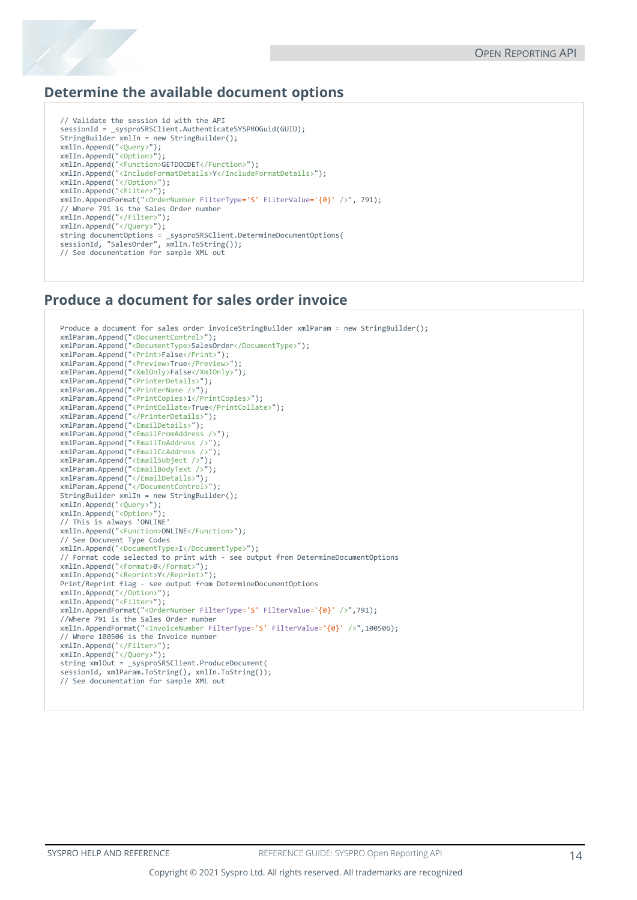## Determine the available document options

```
// Validate the session id with the API
sessionId = _sysproSRSClient.AuthenticateSYSPROGuid(GUID);
StringBuilder xmlIn = new StringBuilder();
xmlIn.Append("<Query>");
xmlIn.Append("<Option>");
xmlIn.Append("<Function>GETDOCDET</Function>");
xmlIn.Append("<IncludeFormatDetails>Y</IncludeFormatDetails>");
xmlIn.Append("</Option>");
xmlIn.Append("<Filter>");
xmlIn.AppendFormat("<OrderNumber FilterType='S' FilterValue='{0}' />", 791);
// Where 791 is the Sales Order number
xmlIn.Append("</Filter>");
xmlIn.Append("</Query>");
string documentOptions = _sysproSRSClient.DetermineDocumentOptions(
sessionId, "SalesOrder", xmlIn.ToString());
// See documentation for sample XML out
```

## Produce a document for sales order invoice

```
Produce a document for sales order invoiceStringBuilder xmlParam = new StringBuilder();
xmlParam.Append("<DocumentControl>");
xmlParam.Append("<DocumentType>SalesOrder</DocumentType>");
xmlParam.Append("<Print>False</Print>");
xmlParam.Append("<Preview>True</Preview>");
xmlParam.Append("<XmlOnly>False</XmlOnly>");
xmlParam.Append("<PrinterDetails>");
xmlParam.Append("<PrinterName />");
xmlParam.Append("<PrintCopies>1</PrintCopies>");
xmlParam.Append("<PrintCollate>True</PrintCollate>");
xmlParam.Append("</PrinterDetails>");
xmlParam.Append("<EmailDetails>");
xmlParam.Append("<EmailFromAddress />");
xmlParam.Append("<EmailToAddress />");
xmlParam.Append("<EmailCcAddress />");
xmlParam.Append("<EmailSubject />");
xmlParam.Append("<EmailBodyText />");
xmlParam.Append("</EmailDetails>");
xmlParam.Append("</DocumentControl>");
StringBuilder xmlIn = new StringBuilder();
xmlIn.Append("<Query>");
xmlIn.Append("<Option>");
// This is always 'ONLINE'
xmlIn.Append("<Function>ONLINE</Function>");
// See Document Type Codes
xmlIn.Append("<DocumentType>I</DocumentType>");
// Format code selected to print with - see output from DetermineDocumentOptions
xmlIn.Append("<Format>0</Format>");
xmlIn.Append("<Reprint>Y</Reprint>");
Print/Reprint flag - see output from DetermineDocumentOptions
xmlIn.Append("</Option>");
xmlIn.Append("<Filter>");
xmlIn.AppendFormat("<OrderNumber FilterType='S' FilterValue='{0}' />",791);
//Where 791 is the Sales Order number
xmlIn.AppendFormat("<InvoiceNumber FilterType='S' FilterValue='{0}' />",100506);
// Where 100506 is the Invoice number
xmlIn.Append("</Filter>");
xmlIn.Append("</Query>");
string xmlOut = _sysproSRSClient.ProduceDocument(
sessionId, xmlParam.ToString(), xmlIn.ToString());
// See documentation for sample XML out
```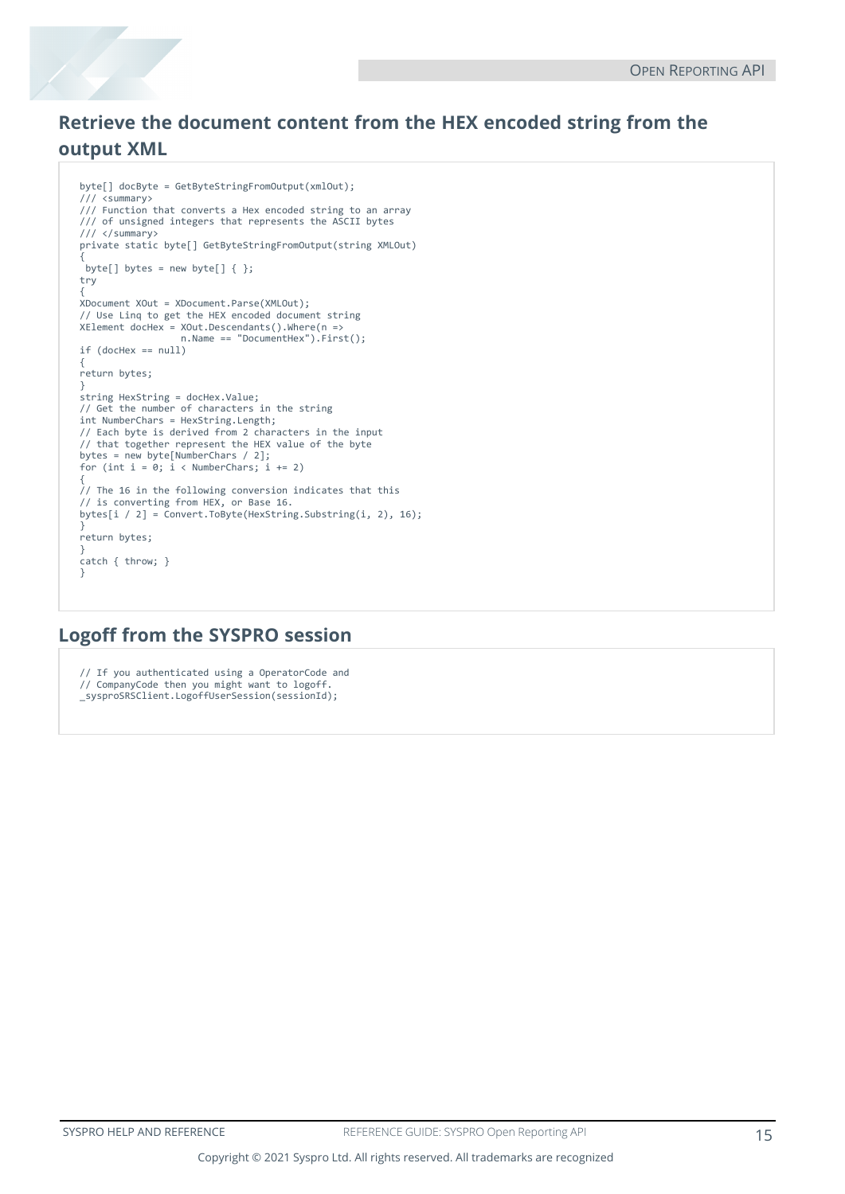## Retrieve the document content from the HEX encoded string from the output XML

```
byte[] docByte = GetByteStringFromOutput(xmlOut);
/// <summary>
/// Function that converts a Hex encoded string to an array
/// of unsigned integers that represents the ASCII bytes
/// </summary>
private static byte[] GetByteStringFromOutput(string XMLOut)
{
 byte[] bytes = new byte[] { };
try
{
XDocument XOut = XDocument.Parse(XMLOut);
// Use Linq to get the HEX encoded document string
XElement docHex = XOut.Descendants().Where(n =>
                n.Name == "DocumentHex").First();
if (docHex == null)
{
return bytes;
}
string HexString = docHex.Value;
// Get the number of characters in the string
int NumberChars = HexString.Length;
// Each byte is derived from 2 characters in the input
// that together represent the HEX value of the byte
bytes = new byte[NumberChars / 2];
for (int i = 0; i < NumberChars; i += 2)
{
// The 16 in the following conversion indicates that this
// is converting from HEX, or Base 16.
bytes[i / 2] = Convert.ToByte(HexString.Substring(i, 2), 16);
}
return bytes;
}
catch { throw; }
}
```

## Logoff from the SYSPRO session

```
// If you authenticated using a OperatorCode and
// CompanyCode then you might want to logoff.
_sysproSRSClient.LogoffUserSession(sessionId);
```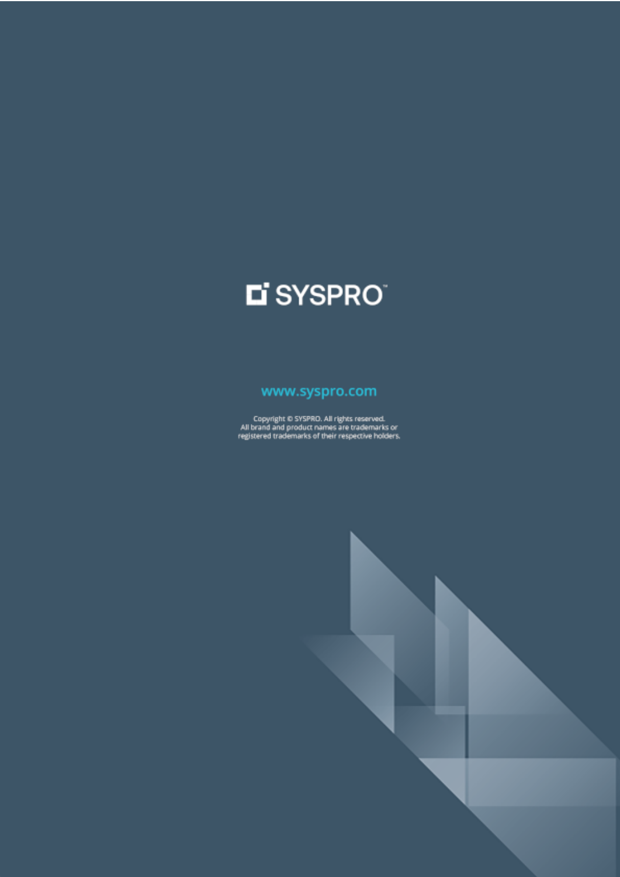SYSPRO™

www.syspro.com

Copyright © SYSPRO. All rights reserved.
All brand and product names are trademarks or
registered trademarks of their respective holders.